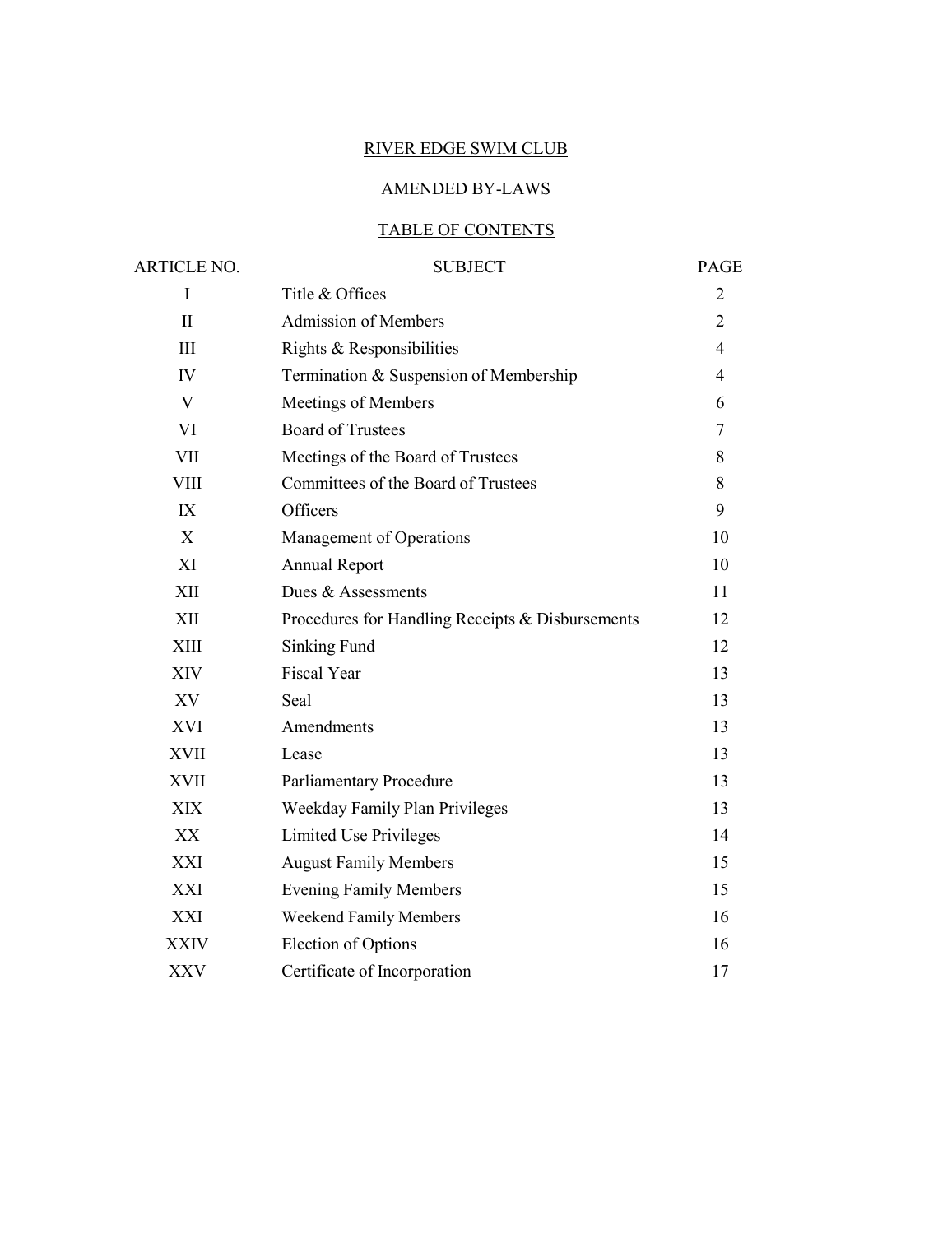# RIVER EDGE SWIM CLUB

## AMENDED BY-LAWS

## TABLE OF CONTENTS

| ARTICLE NO. | SUBJECT | PAGE |
|---|---|---|
| I | Title & Offices | 2 |
| II | Admission of Members | 2 |
| III | Rights & Responsibilities | 4 |
| IV | Termination & Suspension of Membership | 4 |
| V | Meetings of Members | 6 |
| VI | Board of Trustees | 7 |
| VII | Meetings of the Board of Trustees | 8 |
| VIII | Committees of the Board of Trustees | 8 |
| IX | Officers | 9 |
| X | Management of Operations | 10 |
| XI | Annual Report | 10 |
| XII | Dues & Assessments | 11 |
| XII | Procedures for Handling Receipts & Disbursements | 12 |
| XIII | Sinking Fund | 12 |
| XIV | Fiscal Year | 13 |
| XV | Seal | 13 |
| XVI | Amendments | 13 |
| XVII | Lease | 13 |
| XVII | Parliamentary Procedure | 13 |
| XIX | Weekday Family Plan Privileges | 13 |
| XX | Limited Use Privileges | 14 |
| XXI | August Family Members | 15 |
| XXI | Evening Family Members | 15 |
| XXI | Weekend Family Members | 16 |
| XXIV | Election of Options | 16 |
| XXV | Certificate of Incorporation | 17 |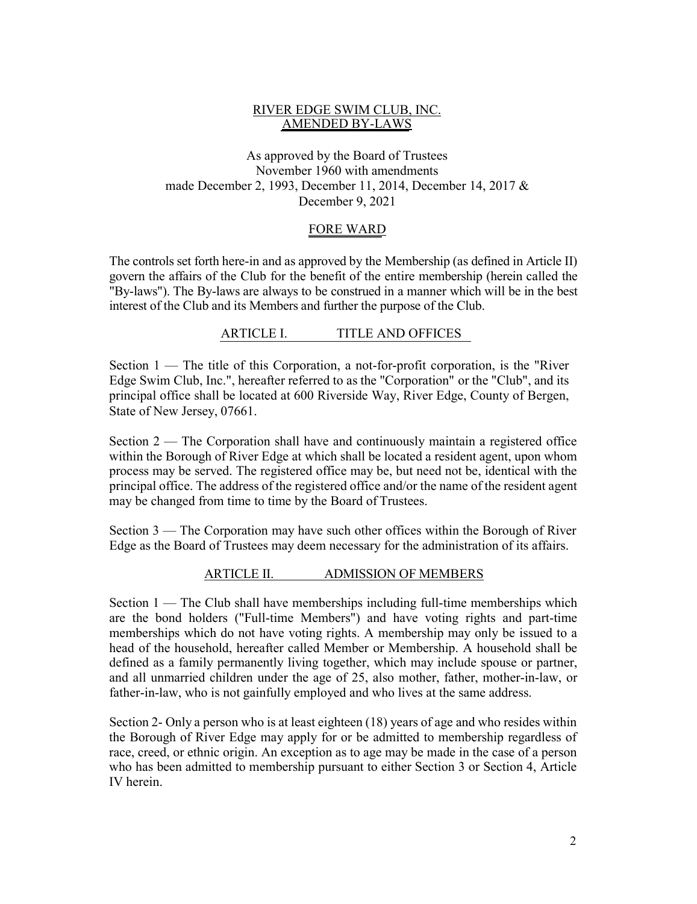# RIVER EDGE SWIM CLUB, INC.
# AMENDED BY-LAWS

As approved by the Board of Trustees
November 1960 with amendments
made December 2, 1993, December 11, 2014, December 14, 2017 &
December 9, 2021

## FORE WARD

The controls set forth here-in and as approved by the Membership (as defined in Article II) govern the affairs of the Club for the benefit of the entire membership (herein called the "By-laws"). The By-laws are always to be construed in a manner which will be in the best interest of the Club and its Members and further the purpose of the Club.

## ARTICLE I. TITLE AND OFFICES

Section 1 — The title of this Corporation, a not-for-profit corporation, is the "River Edge Swim Club, Inc.", hereafter referred to as the "Corporation" or the "Club", and its principal office shall be located at 600 Riverside Way, River Edge, County of Bergen, State of New Jersey, 07661.

Section 2 — The Corporation shall have and continuously maintain a registered office within the Borough of River Edge at which shall be located a resident agent, upon whom process may be served. The registered office may be, but need not be, identical with the principal office. The address of the registered office and/or the name of the resident agent may be changed from time to time by the Board of Trustees.

Section 3 — The Corporation may have such other offices within the Borough of River Edge as the Board of Trustees may deem necessary for the administration of its affairs.

## ARTICLE II. ADMISSION OF MEMBERS

Section 1 — The Club shall have memberships including full-time memberships which are the bond holders ("Full-time Members") and have voting rights and part-time memberships which do not have voting rights. A membership may only be issued to a head of the household, hereafter called Member or Membership. A household shall be defined as a family permanently living together, which may include spouse or partner, and all unmarried children under the age of 25, also mother, father, mother-in-law, or father-in-law, who is not gainfully employed and who lives at the same address.

Section 2- Only a person who is at least eighteen (18) years of age and who resides within the Borough of River Edge may apply for or be admitted to membership regardless of race, creed, or ethnic origin. An exception as to age may be made in the case of a person who has been admitted to membership pursuant to either Section 3 or Section 4, Article IV herein.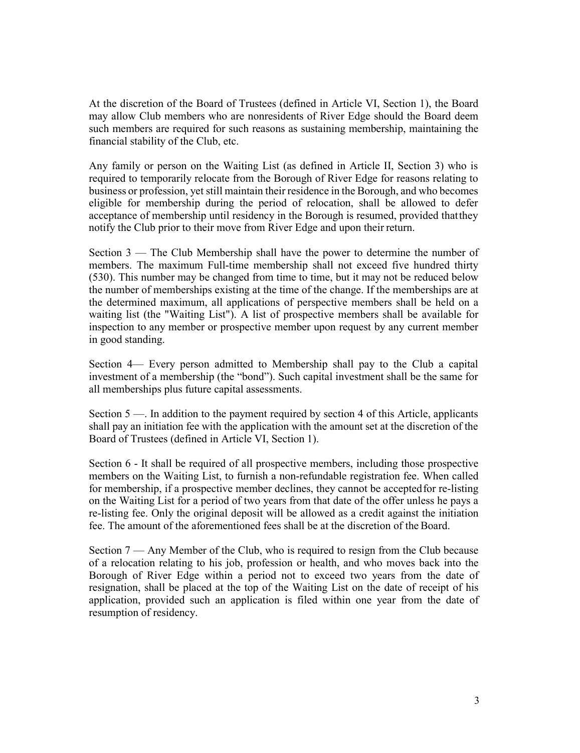At the discretion of the Board of Trustees (defined in Article VI, Section 1), the Board may allow Club members who are nonresidents of River Edge should the Board deem such members are required for such reasons as sustaining membership, maintaining the financial stability of the Club, etc.

Any family or person on the Waiting List (as defined in Article II, Section 3) who is required to temporarily relocate from the Borough of River Edge for reasons relating to business or profession, yet still maintain their residence in the Borough, and who becomes eligible for membership during the period of relocation, shall be allowed to defer acceptance of membership until residency in the Borough is resumed, provided that they notify the Club prior to their move from River Edge and upon their return.

Section 3 — The Club Membership shall have the power to determine the number of members. The maximum Full-time membership shall not exceed five hundred thirty (530). This number may be changed from time to time, but it may not be reduced below the number of memberships existing at the time of the change. If the memberships are at the determined maximum, all applications of perspective members shall be held on a waiting list (the "Waiting List"). A list of prospective members shall be available for inspection to any member or prospective member upon request by any current member in good standing.

Section 4— Every person admitted to Membership shall pay to the Club a capital investment of a membership (the "bond"). Such capital investment shall be the same for all memberships plus future capital assessments.

Section 5 —. In addition to the payment required by section 4 of this Article, applicants shall pay an initiation fee with the application with the amount set at the discretion of the Board of Trustees (defined in Article VI, Section 1).

Section 6 - It shall be required of all prospective members, including those prospective members on the Waiting List, to furnish a non-refundable registration fee. When called for membership, if a prospective member declines, they cannot be accepted for re-listing on the Waiting List for a period of two years from that date of the offer unless he pays a re-listing fee. Only the original deposit will be allowed as a credit against the initiation fee. The amount of the aforementioned fees shall be at the discretion of the Board.

Section 7 — Any Member of the Club, who is required to resign from the Club because of a relocation relating to his job, profession or health, and who moves back into the Borough of River Edge within a period not to exceed two years from the date of resignation, shall be placed at the top of the Waiting List on the date of receipt of his application, provided such an application is filed within one year from the date of resumption of residency.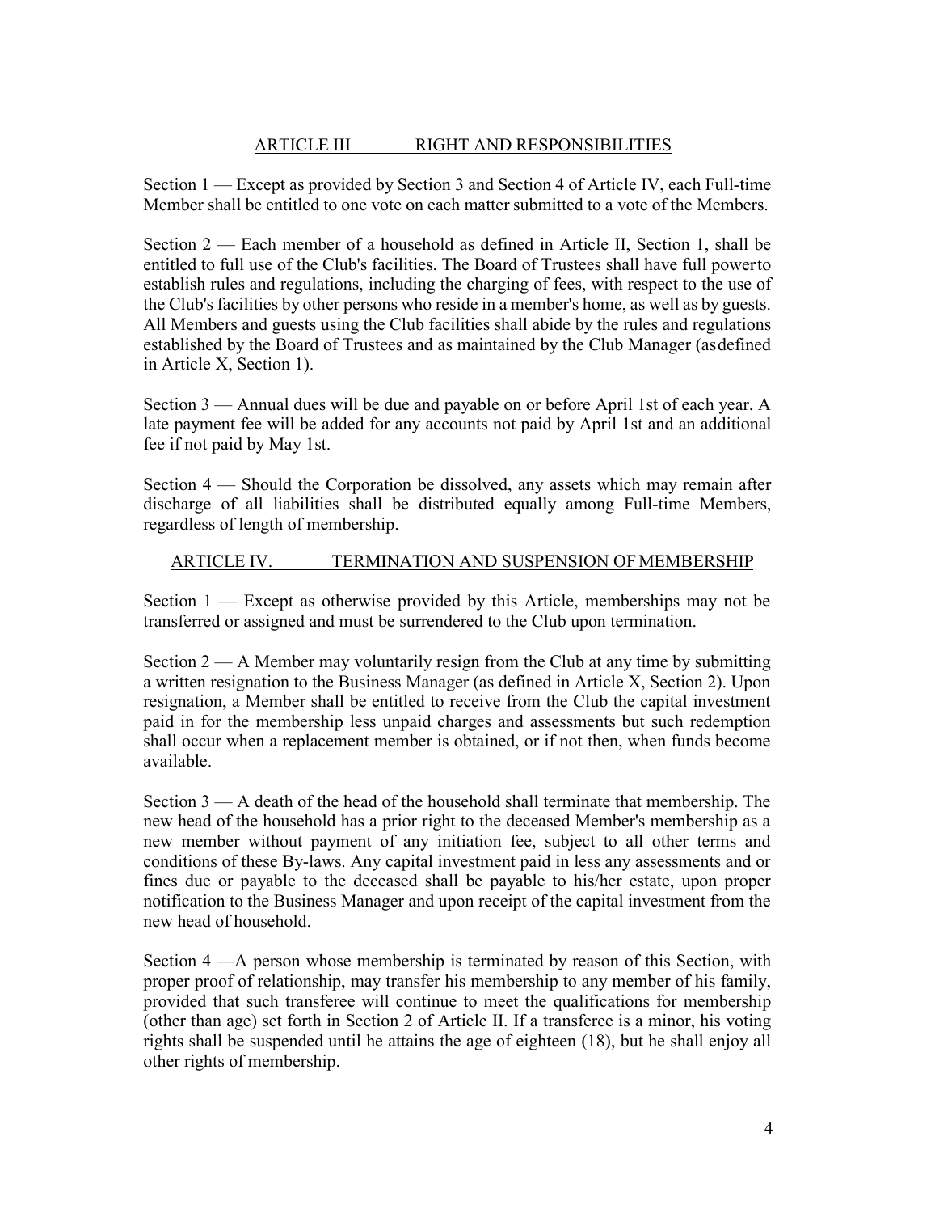## ARTICLE III RIGHT AND RESPONSIBILITIES

Section 1 — Except as provided by Section 3 and Section 4 of Article IV, each Full-time Member shall be entitled to one vote on each matter submitted to a vote of the Members.

Section 2 — Each member of a household as defined in Article II, Section 1, shall be entitled to full use of the Club's facilities. The Board of Trustees shall have full power to establish rules and regulations, including the charging of fees, with respect to the use of the Club's facilities by other persons who reside in a member's home, as well as by guests. All Members and guests using the Club facilities shall abide by the rules and regulations established by the Board of Trustees and as maintained by the Club Manager (as defined in Article X, Section 1).

Section 3 — Annual dues will be due and payable on or before April 1st of each year. A late payment fee will be added for any accounts not paid by April 1st and an additional fee if not paid by May 1st.

Section 4 — Should the Corporation be dissolved, any assets which may remain after discharge of all liabilities shall be distributed equally among Full-time Members, regardless of length of membership.

## ARTICLE IV. TERMINATION AND SUSPENSION OF MEMBERSHIP

Section 1 — Except as otherwise provided by this Article, memberships may not be transferred or assigned and must be surrendered to the Club upon termination.

Section 2 — A Member may voluntarily resign from the Club at any time by submitting a written resignation to the Business Manager (as defined in Article X, Section 2). Upon resignation, a Member shall be entitled to receive from the Club the capital investment paid in for the membership less unpaid charges and assessments but such redemption shall occur when a replacement member is obtained, or if not then, when funds become available.

Section 3 — A death of the head of the household shall terminate that membership. The new head of the household has a prior right to the deceased Member's membership as a new member without payment of any initiation fee, subject to all other terms and conditions of these By-laws. Any capital investment paid in less any assessments and or fines due or payable to the deceased shall be payable to his/her estate, upon proper notification to the Business Manager and upon receipt of the capital investment from the new head of household.

Section 4 —A person whose membership is terminated by reason of this Section, with proper proof of relationship, may transfer his membership to any member of his family, provided that such transferee will continue to meet the qualifications for membership (other than age) set forth in Section 2 of Article II. If a transferee is a minor, his voting rights shall be suspended until he attains the age of eighteen (18), but he shall enjoy all other rights of membership.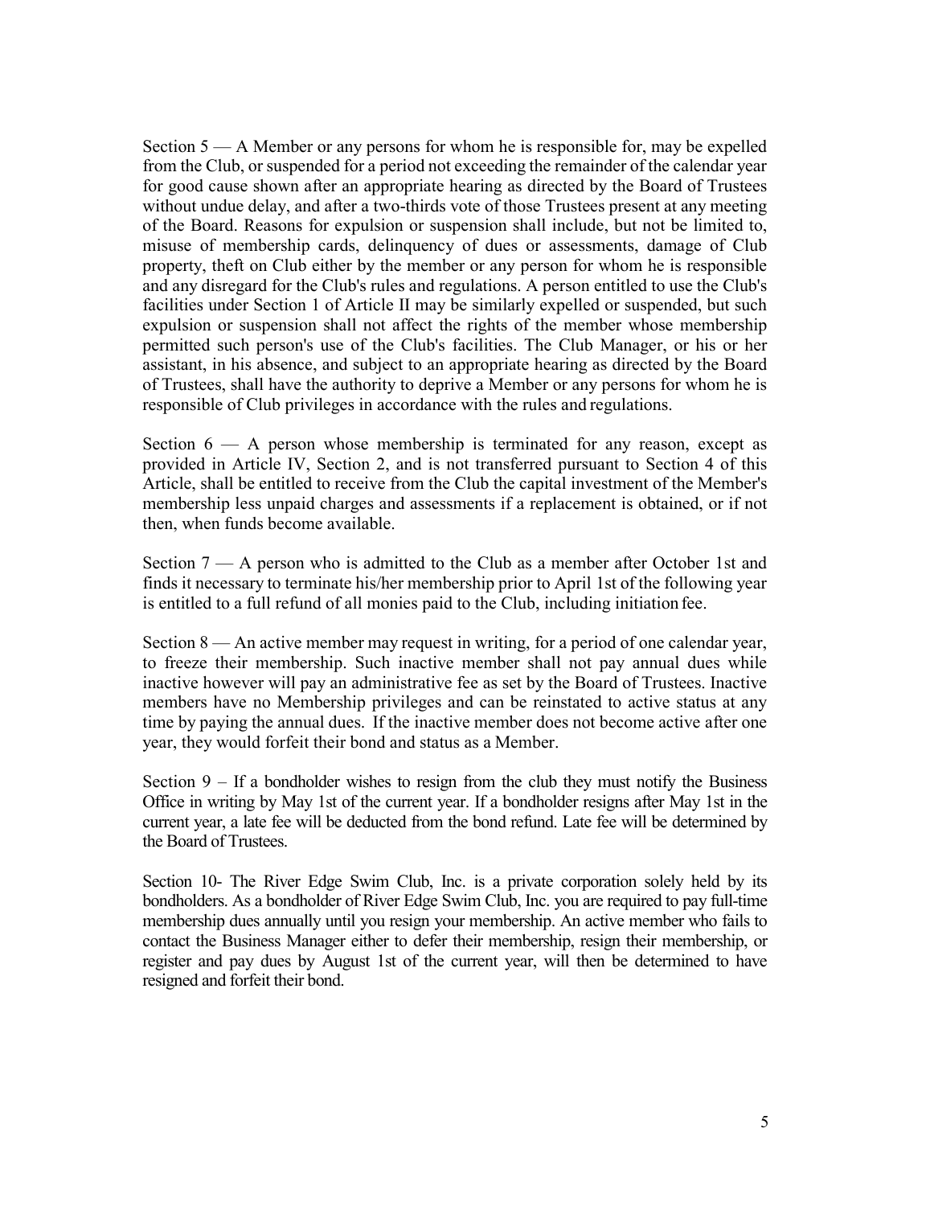Section 5 — A Member or any persons for whom he is responsible for, may be expelled from the Club, or suspended for a period not exceeding the remainder of the calendar year for good cause shown after an appropriate hearing as directed by the Board of Trustees without undue delay, and after a two-thirds vote of those Trustees present at any meeting of the Board. Reasons for expulsion or suspension shall include, but not be limited to, misuse of membership cards, delinquency of dues or assessments, damage of Club property, theft on Club either by the member or any person for whom he is responsible and any disregard for the Club's rules and regulations. A person entitled to use the Club's facilities under Section 1 of Article II may be similarly expelled or suspended, but such expulsion or suspension shall not affect the rights of the member whose membership permitted such person's use of the Club's facilities. The Club Manager, or his or her assistant, in his absence, and subject to an appropriate hearing as directed by the Board of Trustees, shall have the authority to deprive a Member or any persons for whom he is responsible of Club privileges in accordance with the rules and regulations.

Section 6 — A person whose membership is terminated for any reason, except as provided in Article IV, Section 2, and is not transferred pursuant to Section 4 of this Article, shall be entitled to receive from the Club the capital investment of the Member's membership less unpaid charges and assessments if a replacement is obtained, or if not then, when funds become available.

Section 7 — A person who is admitted to the Club as a member after October 1st and finds it necessary to terminate his/her membership prior to April 1st of the following year is entitled to a full refund of all monies paid to the Club, including initiation fee.

Section 8 — An active member may request in writing, for a period of one calendar year, to freeze their membership. Such inactive member shall not pay annual dues while inactive however will pay an administrative fee as set by the Board of Trustees. Inactive members have no Membership privileges and can be reinstated to active status at any time by paying the annual dues. If the inactive member does not become active after one year, they would forfeit their bond and status as a Member.

Section 9 – If a bondholder wishes to resign from the club they must notify the Business Office in writing by May 1st of the current year. If a bondholder resigns after May 1st in the current year, a late fee will be deducted from the bond refund. Late fee will be determined by the Board of Trustees.

Section 10- The River Edge Swim Club, Inc. is a private corporation solely held by its bondholders. As a bondholder of River Edge Swim Club, Inc. you are required to pay full-time membership dues annually until you resign your membership. An active member who fails to contact the Business Manager either to defer their membership, resign their membership, or register and pay dues by August 1st of the current year, will then be determined to have resigned and forfeit their bond.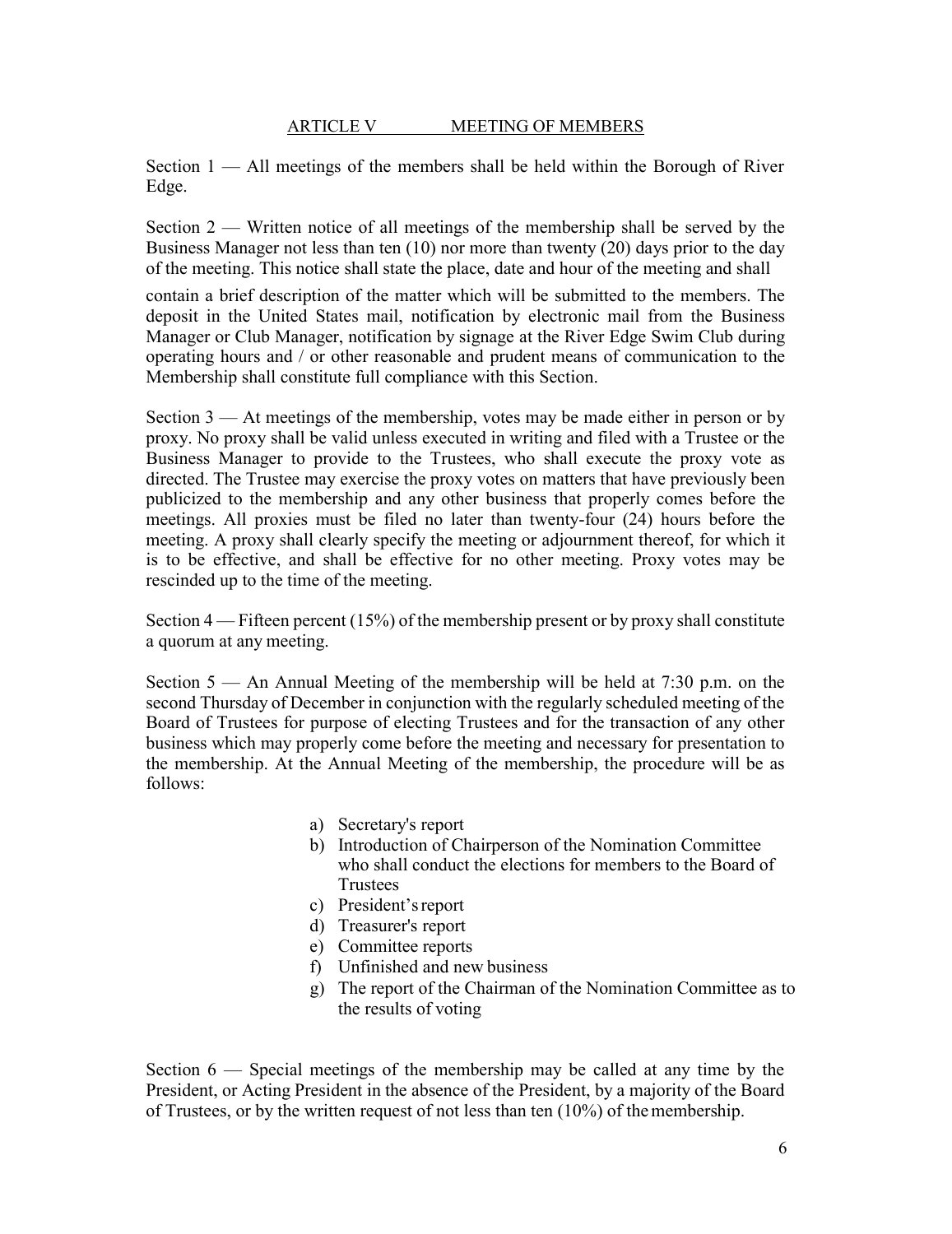## ARTICLE V MEETING OF MEMBERS

Section 1 — All meetings of the members shall be held within the Borough of River Edge.

Section 2 — Written notice of all meetings of the membership shall be served by the Business Manager not less than ten (10) nor more than twenty (20) days prior to the day of the meeting. This notice shall state the place, date and hour of the meeting and shall contain a brief description of the matter which will be submitted to the members. The deposit in the United States mail, notification by electronic mail from the Business Manager or Club Manager, notification by signage at the River Edge Swim Club during operating hours and / or other reasonable and prudent means of communication to the Membership shall constitute full compliance with this Section.

Section 3 — At meetings of the membership, votes may be made either in person or by proxy. No proxy shall be valid unless executed in writing and filed with a Trustee or the Business Manager to provide to the Trustees, who shall execute the proxy vote as directed. The Trustee may exercise the proxy votes on matters that have previously been publicized to the membership and any other business that properly comes before the meetings. All proxies must be filed no later than twenty-four (24) hours before the meeting. A proxy shall clearly specify the meeting or adjournment thereof, for which it is to be effective, and shall be effective for no other meeting. Proxy votes may be rescinded up to the time of the meeting.

Section 4 — Fifteen percent (15%) of the membership present or by proxy shall constitute a quorum at any meeting.

Section 5 — An Annual Meeting of the membership will be held at 7:30 p.m. on the second Thursday of December in conjunction with the regularly scheduled meeting of the Board of Trustees for purpose of electing Trustees and for the transaction of any other business which may properly come before the meeting and necessary for presentation to the membership. At the Annual Meeting of the membership, the procedure will be as follows:

a) Secretary's report
b) Introduction of Chairperson of the Nomination Committee who shall conduct the elections for members to the Board of Trustees
c) President's report
d) Treasurer's report
e) Committee reports
f) Unfinished and new business
g) The report of the Chairman of the Nomination Committee as to the results of voting

Section 6 — Special meetings of the membership may be called at any time by the President, or Acting President in the absence of the President, by a majority of the Board of Trustees, or by the written request of not less than ten (10%) of the membership.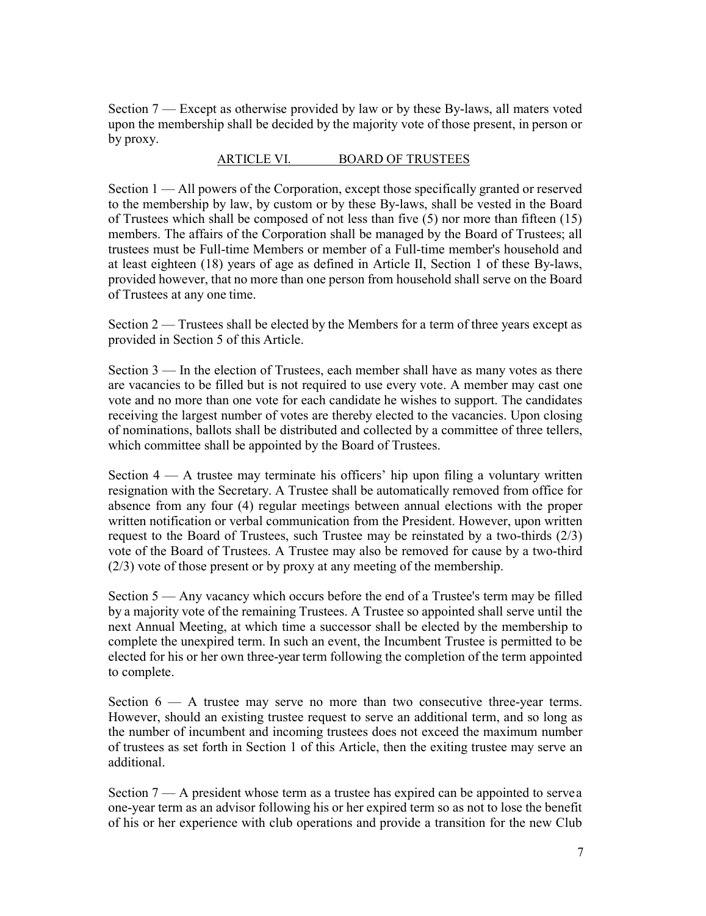Section 7 — Except as otherwise provided by law or by these By-laws, all maters voted upon the membership shall be decided by the majority vote of those present, in person or by proxy.

## ARTICLE VI. BOARD OF TRUSTEES

Section 1 — All powers of the Corporation, except those specifically granted or reserved to the membership by law, by custom or by these By-laws, shall be vested in the Board of Trustees which shall be composed of not less than five (5) nor more than fifteen (15) members. The affairs of the Corporation shall be managed by the Board of Trustees; all trustees must be Full-time Members or member of a Full-time member's household and at least eighteen (18) years of age as defined in Article II, Section 1 of these By-laws, provided however, that no more than one person from household shall serve on the Board of Trustees at any one time.

Section 2 — Trustees shall be elected by the Members for a term of three years except as provided in Section 5 of this Article.

Section 3 — In the election of Trustees, each member shall have as many votes as there are vacancies to be filled but is not required to use every vote. A member may cast one vote and no more than one vote for each candidate he wishes to support. The candidates receiving the largest number of votes are thereby elected to the vacancies. Upon closing of nominations, ballots shall be distributed and collected by a committee of three tellers, which committee shall be appointed by the Board of Trustees.

Section 4 — A trustee may terminate his officers' hip upon filing a voluntary written resignation with the Secretary. A Trustee shall be automatically removed from office for absence from any four (4) regular meetings between annual elections with the proper written notification or verbal communication from the President. However, upon written request to the Board of Trustees, such Trustee may be reinstated by a two-thirds (2/3) vote of the Board of Trustees. A Trustee may also be removed for cause by a two-third (2/3) vote of those present or by proxy at any meeting of the membership.

Section 5 — Any vacancy which occurs before the end of a Trustee's term may be filled by a majority vote of the remaining Trustees. A Trustee so appointed shall serve until the next Annual Meeting, at which time a successor shall be elected by the membership to complete the unexpired term. In such an event, the Incumbent Trustee is permitted to be elected for his or her own three-year term following the completion of the term appointed to complete.

Section 6 — A trustee may serve no more than two consecutive three-year terms. However, should an existing trustee request to serve an additional term, and so long as the number of incumbent and incoming trustees does not exceed the maximum number of trustees as set forth in Section 1 of this Article, then the exiting trustee may serve an additional.

Section 7 — A president whose term as a trustee has expired can be appointed to serve a one-year term as an advisor following his or her expired term so as not to lose the benefit of his or her experience with club operations and provide a transition for the new Club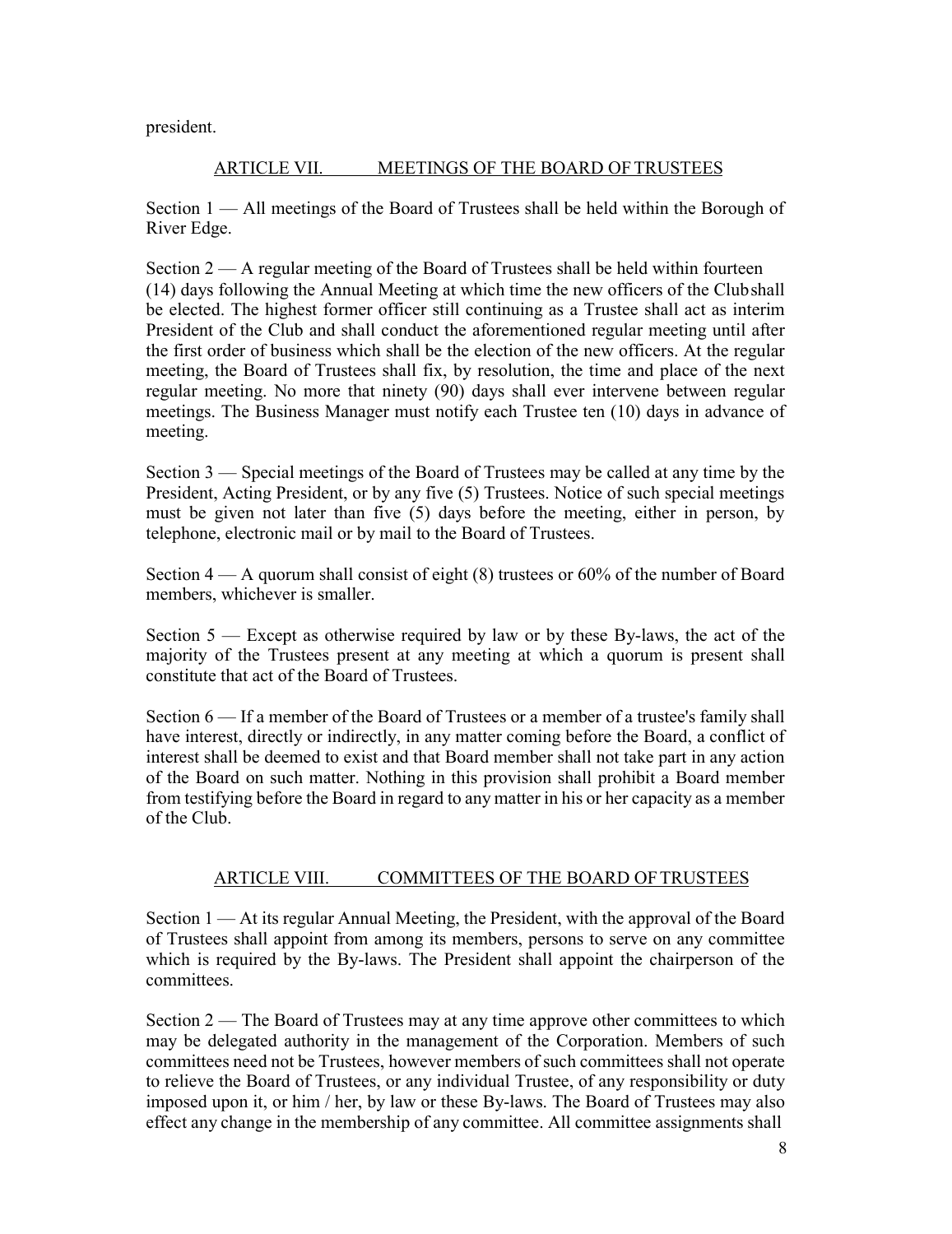president.

## ARTICLE VII. MEETINGS OF THE BOARD OF TRUSTEES

Section 1 — All meetings of the Board of Trustees shall be held within the Borough of River Edge.

Section 2 — A regular meeting of the Board of Trustees shall be held within fourteen (14) days following the Annual Meeting at which time the new officers of the Club shall be elected. The highest former officer still continuing as a Trustee shall act as interim President of the Club and shall conduct the aforementioned regular meeting until after the first order of business which shall be the election of the new officers. At the regular meeting, the Board of Trustees shall fix, by resolution, the time and place of the next regular meeting. No more that ninety (90) days shall ever intervene between regular meetings. The Business Manager must notify each Trustee ten (10) days in advance of meeting.

Section 3 — Special meetings of the Board of Trustees may be called at any time by the President, Acting President, or by any five (5) Trustees. Notice of such special meetings must be given not later than five (5) days before the meeting, either in person, by telephone, electronic mail or by mail to the Board of Trustees.

Section 4 — A quorum shall consist of eight (8) trustees or 60% of the number of Board members, whichever is smaller.

Section 5 — Except as otherwise required by law or by these By-laws, the act of the majority of the Trustees present at any meeting at which a quorum is present shall constitute that act of the Board of Trustees.

Section 6 — If a member of the Board of Trustees or a member of a trustee's family shall have interest, directly or indirectly, in any matter coming before the Board, a conflict of interest shall be deemed to exist and that Board member shall not take part in any action of the Board on such matter. Nothing in this provision shall prohibit a Board member from testifying before the Board in regard to any matter in his or her capacity as a member of the Club.

## ARTICLE VIII. COMMITTEES OF THE BOARD OF TRUSTEES

Section 1 — At its regular Annual Meeting, the President, with the approval of the Board of Trustees shall appoint from among its members, persons to serve on any committee which is required by the By-laws. The President shall appoint the chairperson of the committees.

Section 2 — The Board of Trustees may at any time approve other committees to which may be delegated authority in the management of the Corporation. Members of such committees need not be Trustees, however members of such committees shall not operate to relieve the Board of Trustees, or any individual Trustee, of any responsibility or duty imposed upon it, or him / her, by law or these By-laws. The Board of Trustees may also effect any change in the membership of any committee. All committee assignments shall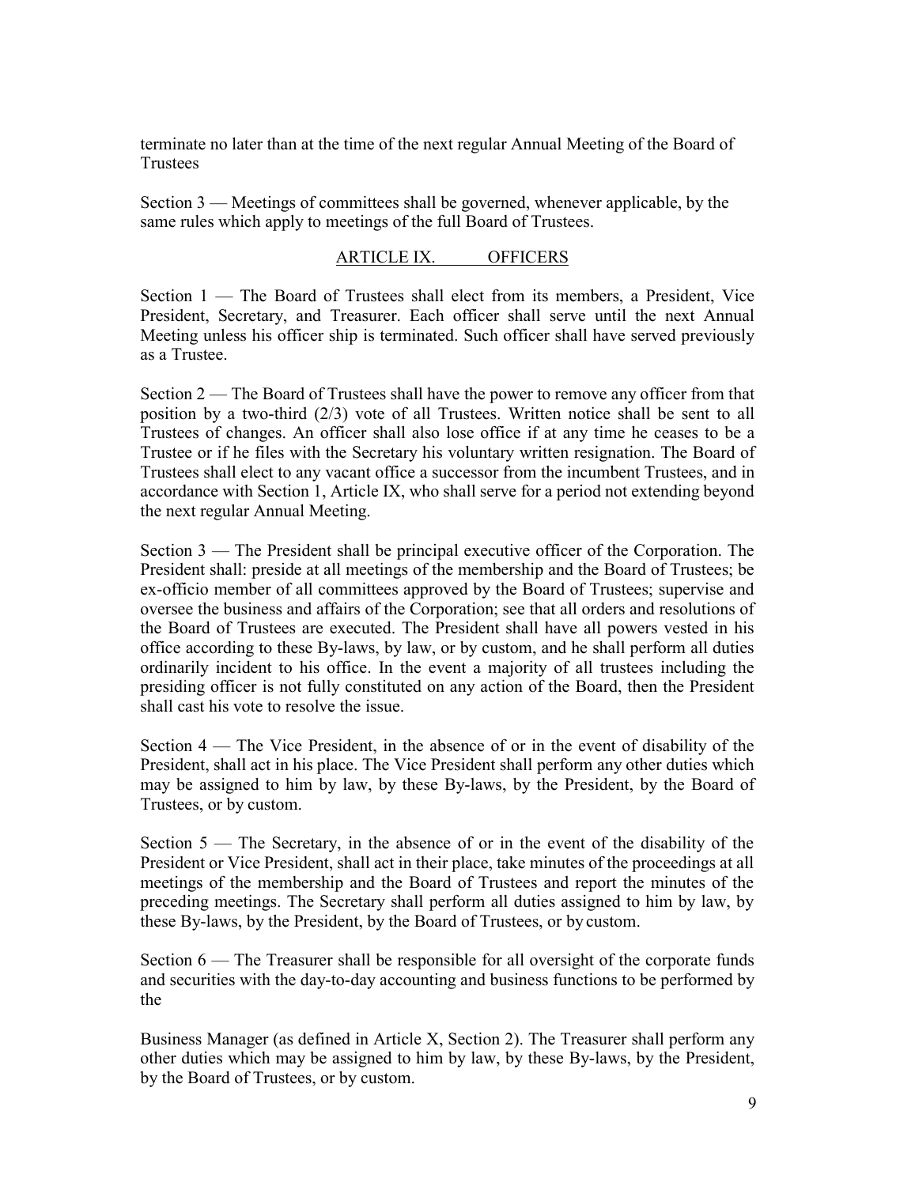terminate no later than at the time of the next regular Annual Meeting of the Board of Trustees

Section 3 — Meetings of committees shall be governed, whenever applicable, by the same rules which apply to meetings of the full Board of Trustees.

## ARTICLE IX. OFFICERS

Section 1 — The Board of Trustees shall elect from its members, a President, Vice President, Secretary, and Treasurer. Each officer shall serve until the next Annual Meeting unless his officer ship is terminated. Such officer shall have served previously as a Trustee.

Section 2 — The Board of Trustees shall have the power to remove any officer from that position by a two-third (2/3) vote of all Trustees. Written notice shall be sent to all Trustees of changes. An officer shall also lose office if at any time he ceases to be a Trustee or if he files with the Secretary his voluntary written resignation. The Board of Trustees shall elect to any vacant office a successor from the incumbent Trustees, and in accordance with Section 1, Article IX, who shall serve for a period not extending beyond the next regular Annual Meeting.

Section 3 — The President shall be principal executive officer of the Corporation. The President shall: preside at all meetings of the membership and the Board of Trustees; be ex-officio member of all committees approved by the Board of Trustees; supervise and oversee the business and affairs of the Corporation; see that all orders and resolutions of the Board of Trustees are executed. The President shall have all powers vested in his office according to these By-laws, by law, or by custom, and he shall perform all duties ordinarily incident to his office. In the event a majority of all trustees including the presiding officer is not fully constituted on any action of the Board, then the President shall cast his vote to resolve the issue.

Section 4 — The Vice President, in the absence of or in the event of disability of the President, shall act in his place. The Vice President shall perform any other duties which may be assigned to him by law, by these By-laws, by the President, by the Board of Trustees, or by custom.

Section 5 — The Secretary, in the absence of or in the event of the disability of the President or Vice President, shall act in their place, take minutes of the proceedings at all meetings of the membership and the Board of Trustees and report the minutes of the preceding meetings. The Secretary shall perform all duties assigned to him by law, by these By-laws, by the President, by the Board of Trustees, or by custom.

Section 6 — The Treasurer shall be responsible for all oversight of the corporate funds and securities with the day-to-day accounting and business functions to be performed by the

Business Manager (as defined in Article X, Section 2). The Treasurer shall perform any other duties which may be assigned to him by law, by these By-laws, by the President, by the Board of Trustees, or by custom.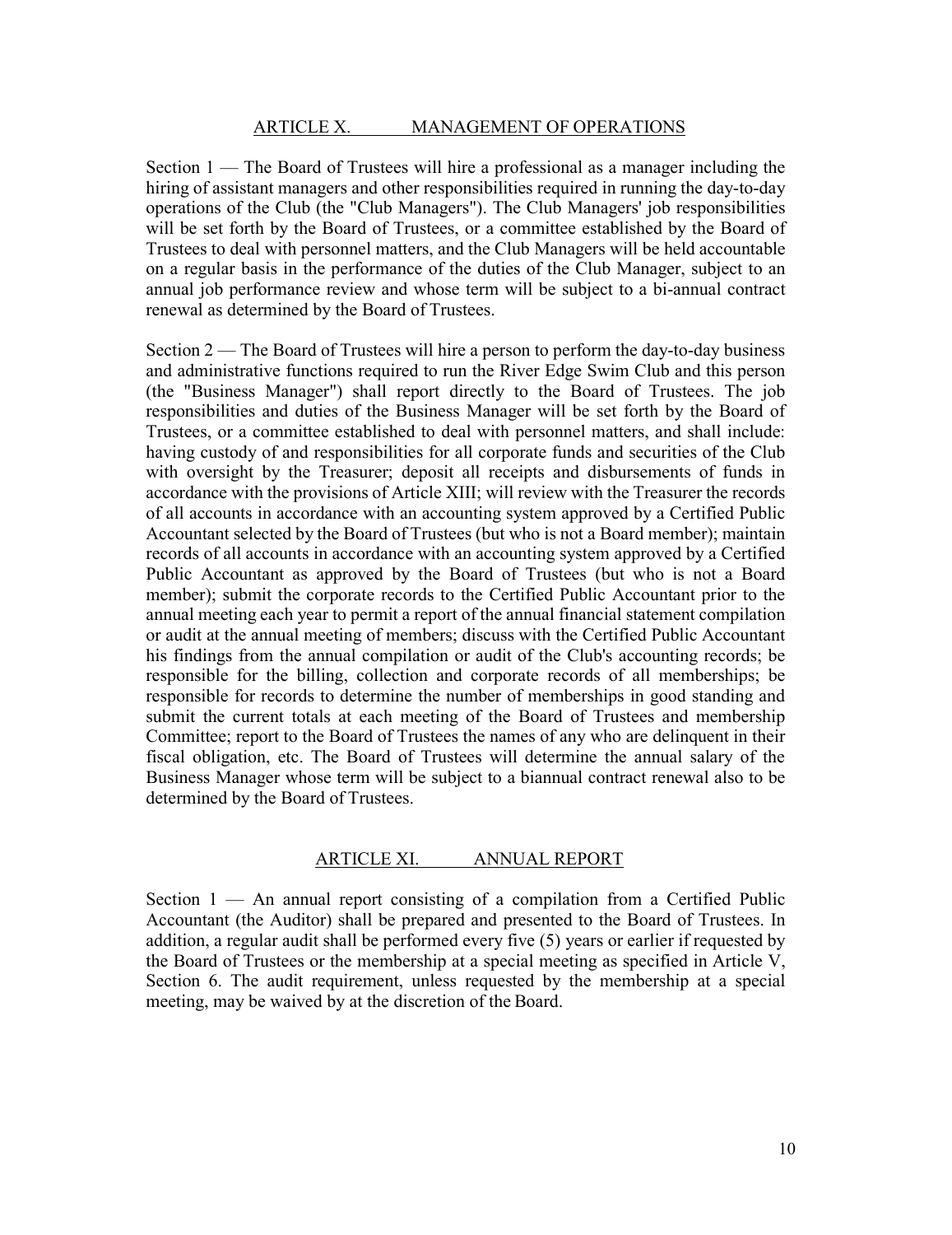## ARTICLE X. MANAGEMENT OF OPERATIONS

Section 1 — The Board of Trustees will hire a professional as a manager including the hiring of assistant managers and other responsibilities required in running the day-to-day operations of the Club (the "Club Managers"). The Club Managers' job responsibilities will be set forth by the Board of Trustees, or a committee established by the Board of Trustees to deal with personnel matters, and the Club Managers will be held accountable on a regular basis in the performance of the duties of the Club Manager, subject to an annual job performance review and whose term will be subject to a bi-annual contract renewal as determined by the Board of Trustees.

Section 2 — The Board of Trustees will hire a person to perform the day-to-day business and administrative functions required to run the River Edge Swim Club and this person (the "Business Manager") shall report directly to the Board of Trustees. The job responsibilities and duties of the Business Manager will be set forth by the Board of Trustees, or a committee established to deal with personnel matters, and shall include: having custody of and responsibilities for all corporate funds and securities of the Club with oversight by the Treasurer; deposit all receipts and disbursements of funds in accordance with the provisions of Article XIII; will review with the Treasurer the records of all accounts in accordance with an accounting system approved by a Certified Public Accountant selected by the Board of Trustees (but who is not a Board member); maintain records of all accounts in accordance with an accounting system approved by a Certified Public Accountant as approved by the Board of Trustees (but who is not a Board member); submit the corporate records to the Certified Public Accountant prior to the annual meeting each year to permit a report of the annual financial statement compilation or audit at the annual meeting of members; discuss with the Certified Public Accountant his findings from the annual compilation or audit of the Club's accounting records; be responsible for the billing, collection and corporate records of all memberships; be responsible for records to determine the number of memberships in good standing and submit the current totals at each meeting of the Board of Trustees and membership Committee; report to the Board of Trustees the names of any who are delinquent in their fiscal obligation, etc. The Board of Trustees will determine the annual salary of the Business Manager whose term will be subject to a biannual contract renewal also to be determined by the Board of Trustees.

## ARTICLE XI. ANNUAL REPORT

Section 1 — An annual report consisting of a compilation from a Certified Public Accountant (the Auditor) shall be prepared and presented to the Board of Trustees. In addition, a regular audit shall be performed every five (5) years or earlier if requested by the Board of Trustees or the membership at a special meeting as specified in Article V, Section 6. The audit requirement, unless requested by the membership at a special meeting, may be waived by at the discretion of the Board.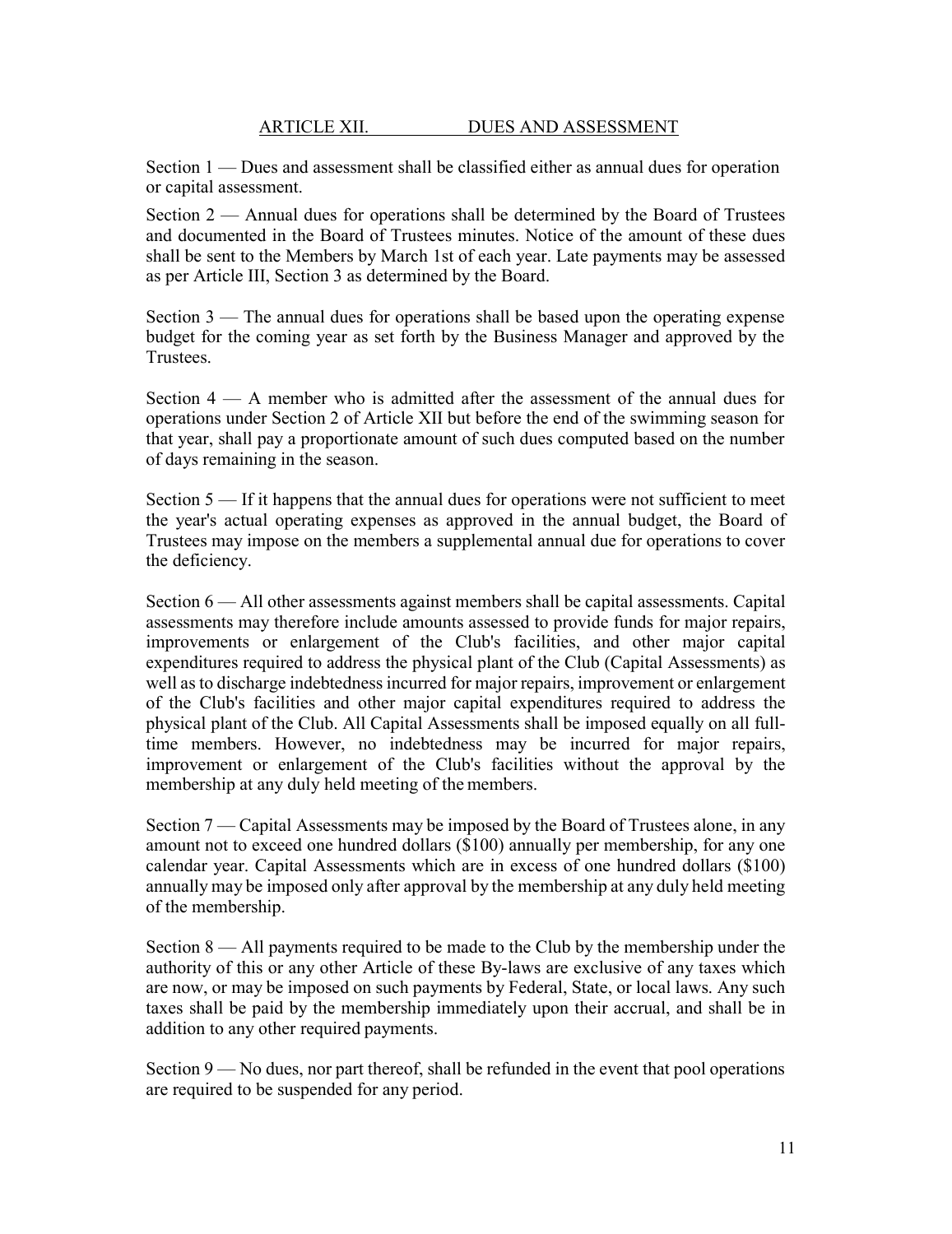## ARTICLE XII. DUES AND ASSESSMENT

Section 1 — Dues and assessment shall be classified either as annual dues for operation or capital assessment.

Section 2 — Annual dues for operations shall be determined by the Board of Trustees and documented in the Board of Trustees minutes. Notice of the amount of these dues shall be sent to the Members by March 1st of each year. Late payments may be assessed as per Article III, Section 3 as determined by the Board.

Section 3 — The annual dues for operations shall be based upon the operating expense budget for the coming year as set forth by the Business Manager and approved by the Trustees.

Section 4 — A member who is admitted after the assessment of the annual dues for operations under Section 2 of Article XII but before the end of the swimming season for that year, shall pay a proportionate amount of such dues computed based on the number of days remaining in the season.

Section 5 — If it happens that the annual dues for operations were not sufficient to meet the year's actual operating expenses as approved in the annual budget, the Board of Trustees may impose on the members a supplemental annual due for operations to cover the deficiency.

Section 6 — All other assessments against members shall be capital assessments. Capital assessments may therefore include amounts assessed to provide funds for major repairs, improvements or enlargement of the Club's facilities, and other major capital expenditures required to address the physical plant of the Club (Capital Assessments) as well as to discharge indebtedness incurred for major repairs, improvement or enlargement of the Club's facilities and other major capital expenditures required to address the physical plant of the Club. All Capital Assessments shall be imposed equally on all full-time members. However, no indebtedness may be incurred for major repairs, improvement or enlargement of the Club's facilities without the approval by the membership at any duly held meeting of the members.

Section 7 — Capital Assessments may be imposed by the Board of Trustees alone, in any amount not to exceed one hundred dollars ($100) annually per membership, for any one calendar year. Capital Assessments which are in excess of one hundred dollars ($100) annually may be imposed only after approval by the membership at any duly held meeting of the membership.

Section 8 — All payments required to be made to the Club by the membership under the authority of this or any other Article of these By-laws are exclusive of any taxes which are now, or may be imposed on such payments by Federal, State, or local laws. Any such taxes shall be paid by the membership immediately upon their accrual, and shall be in addition to any other required payments.

Section 9 — No dues, nor part thereof, shall be refunded in the event that pool operations are required to be suspended for any period.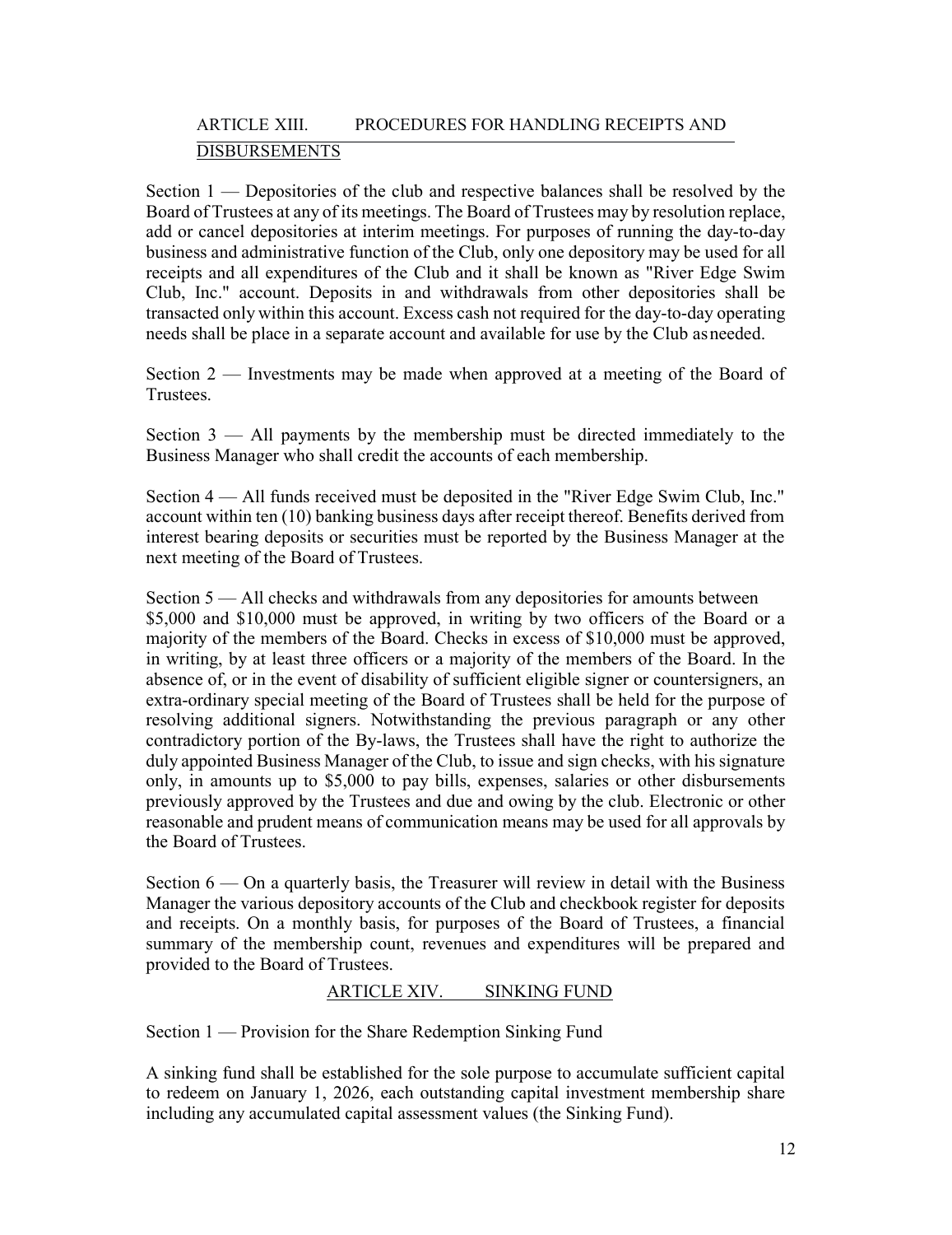## ARTICLE XIII. PROCEDURES FOR HANDLING RECEIPTS AND DISBURSEMENTS

Section 1 — Depositories of the club and respective balances shall be resolved by the Board of Trustees at any of its meetings. The Board of Trustees may by resolution replace, add or cancel depositories at interim meetings. For purposes of running the day-to-day business and administrative function of the Club, only one depository may be used for all receipts and all expenditures of the Club and it shall be known as "River Edge Swim Club, Inc." account. Deposits in and withdrawals from other depositories shall be transacted only within this account. Excess cash not required for the day-to-day operating needs shall be place in a separate account and available for use by the Club as needed.

Section 2 — Investments may be made when approved at a meeting of the Board of Trustees.

Section 3 — All payments by the membership must be directed immediately to the Business Manager who shall credit the accounts of each membership.

Section 4 — All funds received must be deposited in the "River Edge Swim Club, Inc." account within ten (10) banking business days after receipt thereof. Benefits derived from interest bearing deposits or securities must be reported by the Business Manager at the next meeting of the Board of Trustees.

Section 5 — All checks and withdrawals from any depositories for amounts between $5,000 and $10,000 must be approved, in writing by two officers of the Board or a majority of the members of the Board. Checks in excess of $10,000 must be approved, in writing, by at least three officers or a majority of the members of the Board. In the absence of, or in the event of disability of sufficient eligible signer or countersigners, an extra-ordinary special meeting of the Board of Trustees shall be held for the purpose of resolving additional signers. Notwithstanding the previous paragraph or any other contradictory portion of the By-laws, the Trustees shall have the right to authorize the duly appointed Business Manager of the Club, to issue and sign checks, with his signature only, in amounts up to $5,000 to pay bills, expenses, salaries or other disbursements previously approved by the Trustees and due and owing by the club. Electronic or other reasonable and prudent means of communication means may be used for all approvals by the Board of Trustees.

Section 6 — On a quarterly basis, the Treasurer will review in detail with the Business Manager the various depository accounts of the Club and checkbook register for deposits and receipts. On a monthly basis, for purposes of the Board of Trustees, a financial summary of the membership count, revenues and expenditures will be prepared and provided to the Board of Trustees.

## ARTICLE XIV. SINKING FUND

Section 1 — Provision for the Share Redemption Sinking Fund

A sinking fund shall be established for the sole purpose to accumulate sufficient capital to redeem on January 1, 2026, each outstanding capital investment membership share including any accumulated capital assessment values (the Sinking Fund).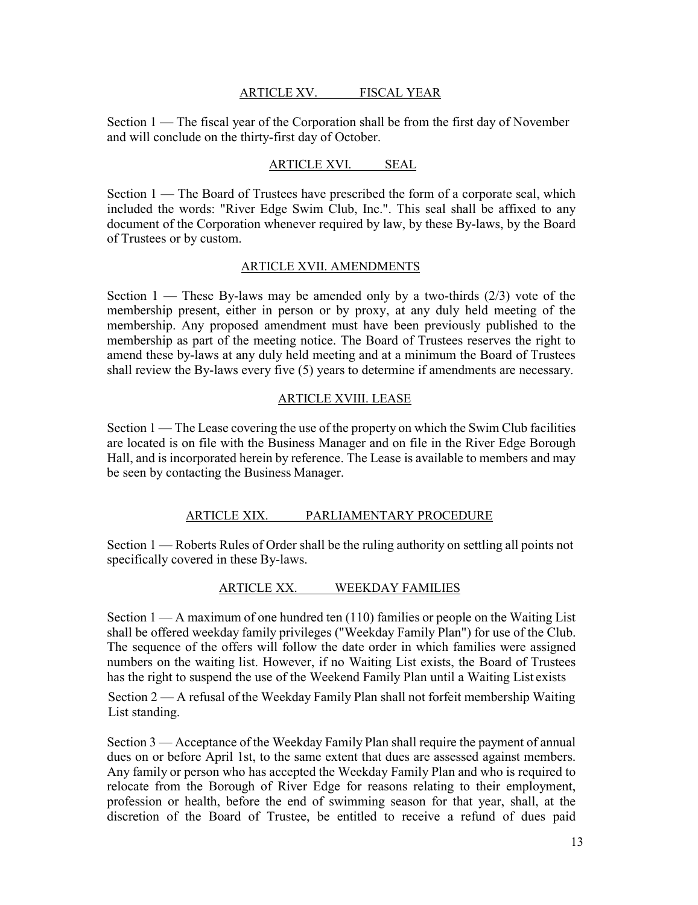## ARTICLE XV. FISCAL YEAR

Section 1 — The fiscal year of the Corporation shall be from the first day of November and will conclude on the thirty-first day of October.

## ARTICLE XVI. SEAL

Section 1 — The Board of Trustees have prescribed the form of a corporate seal, which included the words: "River Edge Swim Club, Inc.". This seal shall be affixed to any document of the Corporation whenever required by law, by these By-laws, by the Board of Trustees or by custom.

## ARTICLE XVII. AMENDMENTS

Section 1 — These By-laws may be amended only by a two-thirds (2/3) vote of the membership present, either in person or by proxy, at any duly held meeting of the membership. Any proposed amendment must have been previously published to the membership as part of the meeting notice. The Board of Trustees reserves the right to amend these by-laws at any duly held meeting and at a minimum the Board of Trustees shall review the By-laws every five (5) years to determine if amendments are necessary.

## ARTICLE XVIII. LEASE

Section 1 — The Lease covering the use of the property on which the Swim Club facilities are located is on file with the Business Manager and on file in the River Edge Borough Hall, and is incorporated herein by reference. The Lease is available to members and may be seen by contacting the Business Manager.

## ARTICLE XIX. PARLIAMENTARY PROCEDURE

Section 1 — Roberts Rules of Order shall be the ruling authority on settling all points not specifically covered in these By-laws.

## ARTICLE XX. WEEKDAY FAMILIES

Section 1 — A maximum of one hundred ten (110) families or people on the Waiting List shall be offered weekday family privileges ("Weekday Family Plan") for use of the Club. The sequence of the offers will follow the date order in which families were assigned numbers on the waiting list. However, if no Waiting List exists, the Board of Trustees has the right to suspend the use of the Weekend Family Plan until a Waiting List exists

Section 2 — A refusal of the Weekday Family Plan shall not forfeit membership Waiting List standing.

Section 3 — Acceptance of the Weekday Family Plan shall require the payment of annual dues on or before April 1st, to the same extent that dues are assessed against members. Any family or person who has accepted the Weekday Family Plan and who is required to relocate from the Borough of River Edge for reasons relating to their employment, profession or health, before the end of swimming season for that year, shall, at the discretion of the Board of Trustee, be entitled to receive a refund of dues paid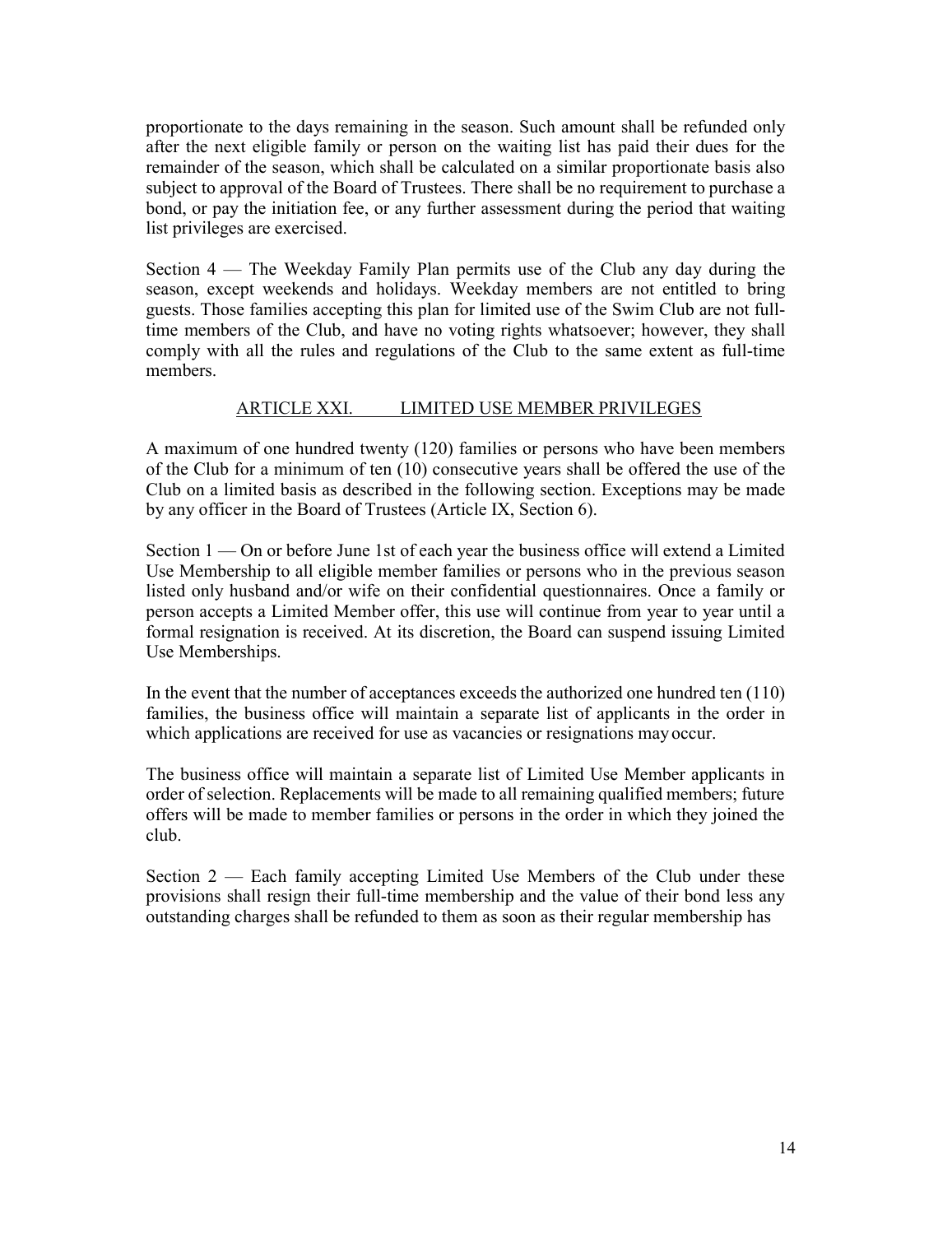proportionate to the days remaining in the season. Such amount shall be refunded only after the next eligible family or person on the waiting list has paid their dues for the remainder of the season, which shall be calculated on a similar proportionate basis also subject to approval of the Board of Trustees. There shall be no requirement to purchase a bond, or pay the initiation fee, or any further assessment during the period that waiting list privileges are exercised.

Section 4 — The Weekday Family Plan permits use of the Club any day during the season, except weekends and holidays. Weekday members are not entitled to bring guests. Those families accepting this plan for limited use of the Swim Club are not full-time members of the Club, and have no voting rights whatsoever; however, they shall comply with all the rules and regulations of the Club to the same extent as full-time members.

## ARTICLE XXI. LIMITED USE MEMBER PRIVILEGES

A maximum of one hundred twenty (120) families or persons who have been members of the Club for a minimum of ten (10) consecutive years shall be offered the use of the Club on a limited basis as described in the following section. Exceptions may be made by any officer in the Board of Trustees (Article IX, Section 6).

Section 1 — On or before June 1st of each year the business office will extend a Limited Use Membership to all eligible member families or persons who in the previous season listed only husband and/or wife on their confidential questionnaires. Once a family or person accepts a Limited Member offer, this use will continue from year to year until a formal resignation is received. At its discretion, the Board can suspend issuing Limited Use Memberships.

In the event that the number of acceptances exceeds the authorized one hundred ten (110) families, the business office will maintain a separate list of applicants in the order in which applications are received for use as vacancies or resignations may occur.

The business office will maintain a separate list of Limited Use Member applicants in order of selection. Replacements will be made to all remaining qualified members; future offers will be made to member families or persons in the order in which they joined the club.

Section 2 — Each family accepting Limited Use Members of the Club under these provisions shall resign their full-time membership and the value of their bond less any outstanding charges shall be refunded to them as soon as their regular membership has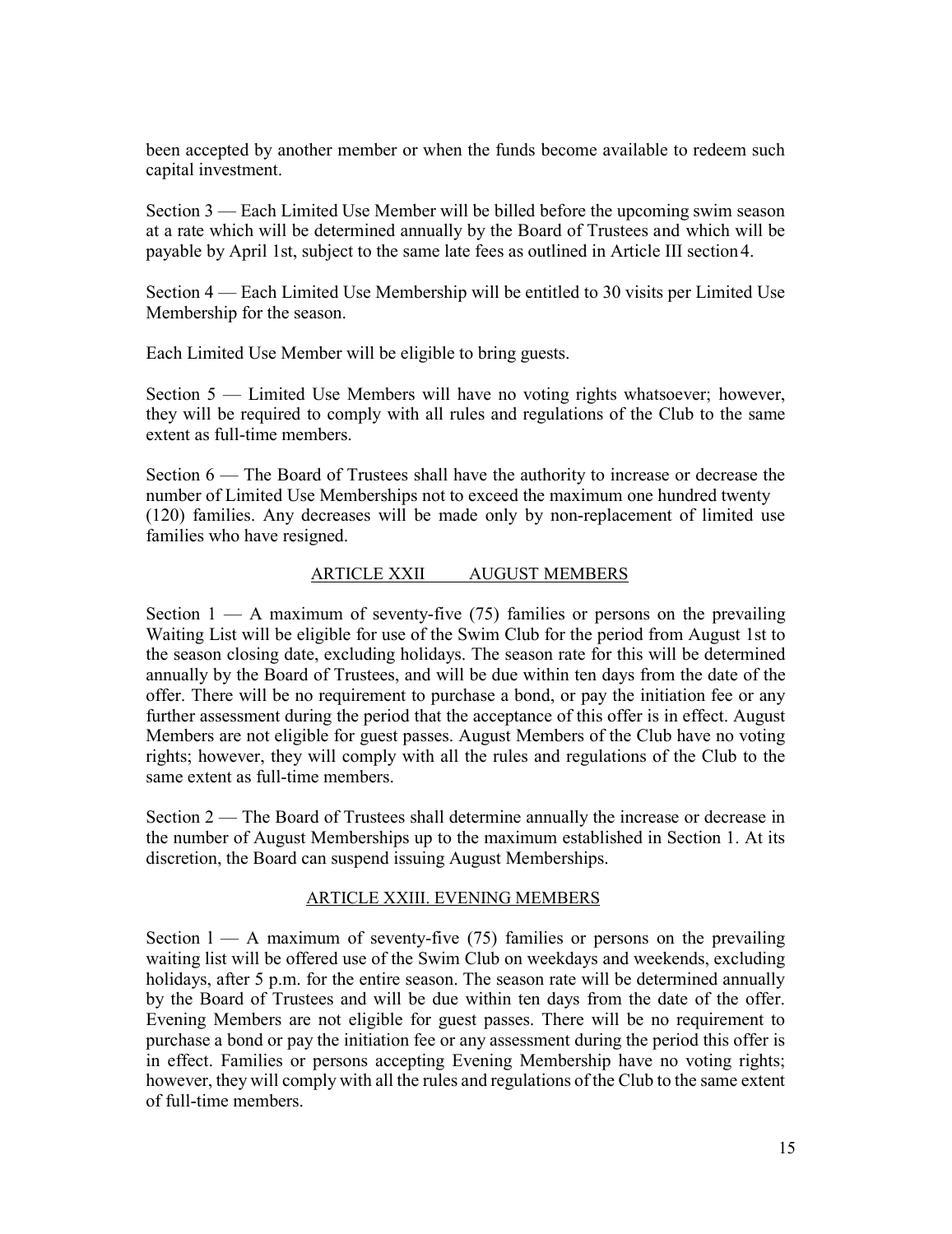been accepted by another member or when the funds become available to redeem such capital investment.

Section 3 — Each Limited Use Member will be billed before the upcoming swim season at a rate which will be determined annually by the Board of Trustees and which will be payable by April 1st, subject to the same late fees as outlined in Article III section 4.

Section 4 — Each Limited Use Membership will be entitled to 30 visits per Limited Use Membership for the season.

Each Limited Use Member will be eligible to bring guests.

Section 5 — Limited Use Members will have no voting rights whatsoever; however, they will be required to comply with all rules and regulations of the Club to the same extent as full-time members.

Section 6 — The Board of Trustees shall have the authority to increase or decrease the number of Limited Use Memberships not to exceed the maximum one hundred twenty (120) families. Any decreases will be made only by non-replacement of limited use families who have resigned.

## ARTICLE XXII AUGUST MEMBERS

Section 1 — A maximum of seventy-five (75) families or persons on the prevailing Waiting List will be eligible for use of the Swim Club for the period from August 1st to the season closing date, excluding holidays. The season rate for this will be determined annually by the Board of Trustees, and will be due within ten days from the date of the offer. There will be no requirement to purchase a bond, or pay the initiation fee or any further assessment during the period that the acceptance of this offer is in effect. August Members are not eligible for guest passes. August Members of the Club have no voting rights; however, they will comply with all the rules and regulations of the Club to the same extent as full-time members.

Section 2 — The Board of Trustees shall determine annually the increase or decrease in the number of August Memberships up to the maximum established in Section 1. At its discretion, the Board can suspend issuing August Memberships.

## ARTICLE XXIII. EVENING MEMBERS

Section l — A maximum of seventy-five (75) families or persons on the prevailing waiting list will be offered use of the Swim Club on weekdays and weekends, excluding holidays, after 5 p.m. for the entire season. The season rate will be determined annually by the Board of Trustees and will be due within ten days from the date of the offer. Evening Members are not eligible for guest passes. There will be no requirement to purchase a bond or pay the initiation fee or any assessment during the period this offer is in effect. Families or persons accepting Evening Membership have no voting rights; however, they will comply with all the rules and regulations of the Club to the same extent of full-time members.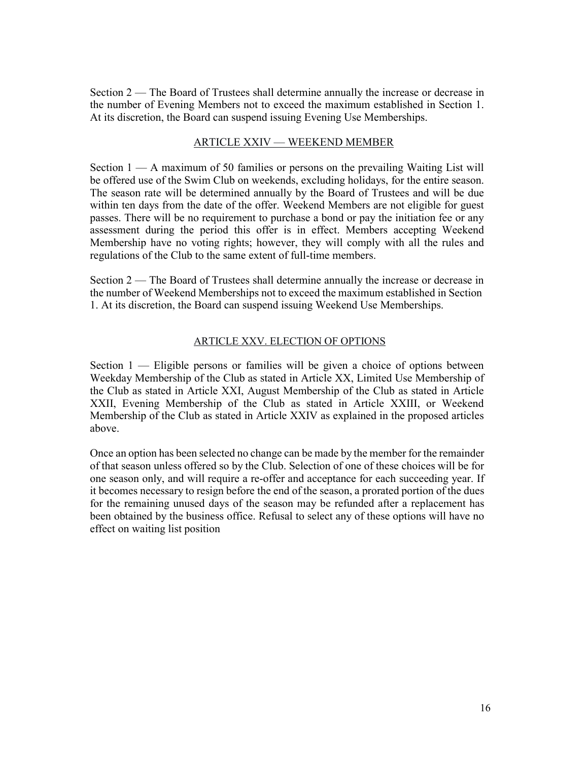Section 2 — The Board of Trustees shall determine annually the increase or decrease in the number of Evening Members not to exceed the maximum established in Section 1. At its discretion, the Board can suspend issuing Evening Use Memberships.

## ARTICLE XXIV — WEEKEND MEMBER

Section 1 — A maximum of 50 families or persons on the prevailing Waiting List will be offered use of the Swim Club on weekends, excluding holidays, for the entire season. The season rate will be determined annually by the Board of Trustees and will be due within ten days from the date of the offer. Weekend Members are not eligible for guest passes. There will be no requirement to purchase a bond or pay the initiation fee or any assessment during the period this offer is in effect. Members accepting Weekend Membership have no voting rights; however, they will comply with all the rules and regulations of the Club to the same extent of full-time members.

Section 2 — The Board of Trustees shall determine annually the increase or decrease in the number of Weekend Memberships not to exceed the maximum established in Section 1. At its discretion, the Board can suspend issuing Weekend Use Memberships.

## ARTICLE XXV. ELECTION OF OPTIONS

Section 1 — Eligible persons or families will be given a choice of options between Weekday Membership of the Club as stated in Article XX, Limited Use Membership of the Club as stated in Article XXI, August Membership of the Club as stated in Article XXII, Evening Membership of the Club as stated in Article XXIII, or Weekend Membership of the Club as stated in Article XXIV as explained in the proposed articles above.

Once an option has been selected no change can be made by the member for the remainder of that season unless offered so by the Club. Selection of one of these choices will be for one season only, and will require a re-offer and acceptance for each succeeding year. If it becomes necessary to resign before the end of the season, a prorated portion of the dues for the remaining unused days of the season may be refunded after a replacement has been obtained by the business office. Refusal to select any of these options will have no effect on waiting list position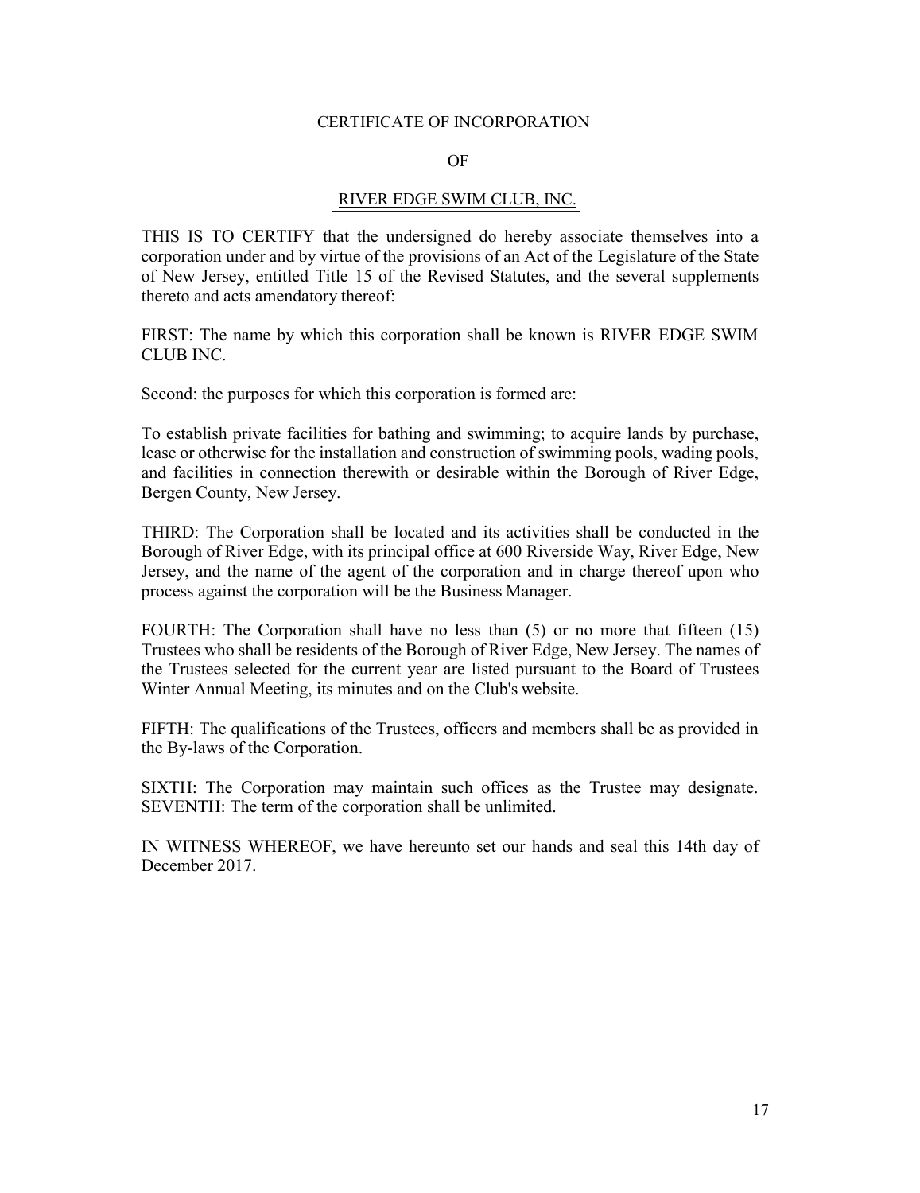# CERTIFICATE OF INCORPORATION

## OF

## RIVER EDGE SWIM CLUB, INC.

THIS IS TO CERTIFY that the undersigned do hereby associate themselves into a corporation under and by virtue of the provisions of an Act of the Legislature of the State of New Jersey, entitled Title 15 of the Revised Statutes, and the several supplements thereto and acts amendatory thereof:

FIRST: The name by which this corporation shall be known is RIVER EDGE SWIM CLUB INC.

Second: the purposes for which this corporation is formed are:

To establish private facilities for bathing and swimming; to acquire lands by purchase, lease or otherwise for the installation and construction of swimming pools, wading pools, and facilities in connection therewith or desirable within the Borough of River Edge, Bergen County, New Jersey.

THIRD: The Corporation shall be located and its activities shall be conducted in the Borough of River Edge, with its principal office at 600 Riverside Way, River Edge, New Jersey, and the name of the agent of the corporation and in charge thereof upon who process against the corporation will be the Business Manager.

FOURTH: The Corporation shall have no less than (5) or no more that fifteen (15) Trustees who shall be residents of the Borough of River Edge, New Jersey. The names of the Trustees selected for the current year are listed pursuant to the Board of Trustees Winter Annual Meeting, its minutes and on the Club's website.

FIFTH: The qualifications of the Trustees, officers and members shall be as provided in the By-laws of the Corporation.

SIXTH: The Corporation may maintain such offices as the Trustee may designate.
SEVENTH: The term of the corporation shall be unlimited.

IN WITNESS WHEREOF, we have hereunto set our hands and seal this 14th day of December 2017.